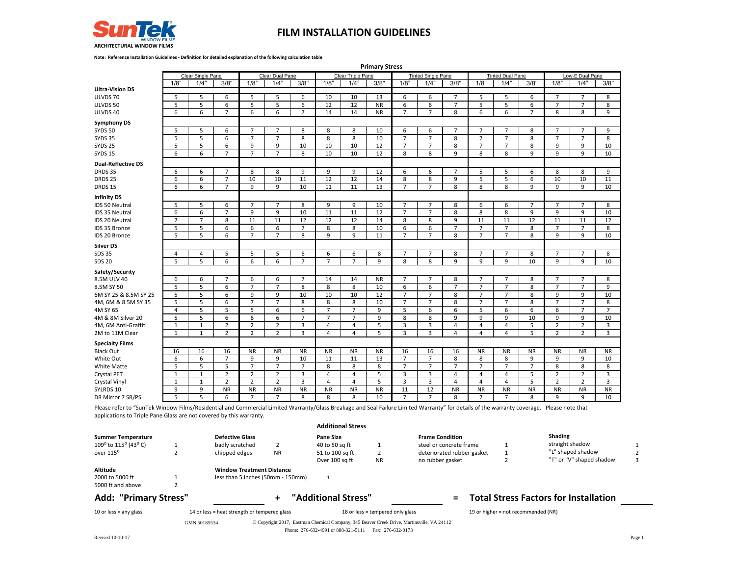# FILM INSTALLATION GUIDELINES

**ARCHITECTURAL WINDOW FILMS**

**Note: Reference Installation Guidelines - Definition for detailed explanation of the following calculation table**

**Primary Stress**

| | Clear Single Pane | | | Clear Dual Pane | | | Clear Triple Pane | | | Tinted Single Pane | | | Tinted Dual Pane | | | Low-E Dual Pane | | |
|---|---|---|---|---|---|---|---|---|---|---|---|---|---|---|---|---|---|---|
| | 1/8" | 1/4" | 3/8" | 1/8" | 1/4" | 3/8" | 1/8" | 1/4" | 3/8" | 1/8" | 1/4" | 3/8" | 1/8" | 1/4" | 3/8" | 1/8" | 1/4" | 3/8" |
| **Ultra-Vision DS** | | | | | | | | | | | | | | | | | | |
| ULVDS 70 | 5 | 5 | 6 | 5 | 5 | 6 | 10 | 10 | 13 | 6 | 6 | 7 | 5 | 5 | 6 | 7 | 7 | 8 |
| ULVDS 50 | 5 | 5 | 6 | 5 | 5 | 6 | 12 | 12 | NR | 6 | 6 | 7 | 5 | 5 | 6 | 7 | 7 | 8 |
| ULVDS 40 | 6 | 6 | 7 | 6 | 6 | 7 | 14 | 14 | NR | 7 | 7 | 8 | 6 | 6 | 7 | 8 | 8 | 9 |
| **Symphony DS** | | | | | | | | | | | | | | | | | | |
| SYDS 50 | 5 | 5 | 6 | 7 | 7 | 8 | 8 | 8 | 10 | 6 | 6 | 7 | 7 | 7 | 8 | 7 | 7 | 9 |
| SYDS 35 | 5 | 5 | 6 | 7 | 7 | 8 | 8 | 8 | 10 | 7 | 7 | 8 | 7 | 7 | 8 | 7 | 7 | 8 |
| SYDS 25 | 5 | 5 | 6 | 9 | 9 | 10 | 10 | 10 | 12 | 7 | 7 | 8 | 7 | 7 | 8 | 9 | 9 | 10 |
| SYDS 15 | 6 | 6 | 7 | 7 | 7 | 8 | 10 | 10 | 12 | 8 | 8 | 9 | 8 | 8 | 9 | 9 | 9 | 10 |
| **Dual-Reflective DS** | | | | | | | | | | | | | | | | | | |
| DRDS 35 | 6 | 6 | 7 | 8 | 8 | 9 | 9 | 9 | 12 | 6 | 6 | 7 | 5 | 5 | 6 | 8 | 8 | 9 |
| DRDS 25 | 6 | 6 | 7 | 10 | 10 | 11 | 12 | 12 | 14 | 8 | 8 | 9 | 5 | 5 | 6 | 10 | 10 | 11 |
| DRDS 15 | 6 | 6 | 7 | 9 | 9 | 10 | 11 | 11 | 13 | 7 | 7 | 8 | 8 | 8 | 9 | 9 | 9 | 10 |
| **Infinity DS** | | | | | | | | | | | | | | | | | | |
| IDS 50 Neutral | 5 | 5 | 6 | 7 | 7 | 8 | 9 | 9 | 10 | 7 | 7 | 8 | 6 | 6 | 7 | 7 | 7 | 8 |
| IDS 35 Neutral | 6 | 6 | 7 | 9 | 9 | 10 | 11 | 11 | 12 | 7 | 7 | 8 | 8 | 8 | 9 | 9 | 9 | 10 |
| IDS 20 Neutral | 7 | 7 | 8 | 11 | 11 | 12 | 12 | 12 | 14 | 8 | 8 | 9 | 11 | 11 | 12 | 11 | 11 | 12 |
| IDS 35 Bronze | 5 | 5 | 6 | 6 | 6 | 7 | 8 | 8 | 10 | 6 | 6 | 7 | 7 | 7 | 8 | 7 | 7 | 8 |
| IDS 20 Bronze | 5 | 5 | 6 | 7 | 7 | 8 | 9 | 9 | 11 | 7 | 7 | 8 | 7 | 7 | 8 | 9 | 9 | 10 |
| **Silver DS** | | | | | | | | | | | | | | | | | | |
| SDS 35 | 4 | 4 | 5 | 5 | 5 | 6 | 6 | 6 | 8 | 7 | 7 | 8 | 7 | 7 | 8 | 7 | 7 | 8 |
| SDS 20 | 5 | 5 | 6 | 6 | 6 | 7 | 7 | 7 | 9 | 8 | 8 | 9 | 9 | 9 | 10 | 9 | 9 | 10 |
| **Safety/Security** | | | | | | | | | | | | | | | | | | |
| 8.5M ULV 40 | 6 | 6 | 7 | 6 | 6 | 7 | 14 | 14 | NR | 7 | 7 | 8 | 7 | 7 | 8 | 7 | 7 | 8 |
| 8.5M SY 50 | 5 | 5 | 6 | 7 | 7 | 8 | 8 | 8 | 10 | 6 | 6 | 7 | 7 | 7 | 8 | 7 | 7 | 9 |
| 6M SY 25 & 8.5M SY 25 | 5 | 5 | 6 | 9 | 9 | 10 | 10 | 10 | 12 | 7 | 7 | 8 | 7 | 7 | 8 | 9 | 9 | 10 |
| 4M, 6M & 8.5M SY 35 | 5 | 5 | 6 | 7 | 7 | 8 | 8 | 8 | 10 | 7 | 7 | 8 | 7 | 7 | 8 | 7 | 7 | 8 |
| 4M SY 65 | 4 | 5 | 5 | 5 | 6 | 6 | 7 | 7 | 9 | 5 | 6 | 6 | 5 | 6 | 6 | 6 | 7 | 7 |
| 4M & 8M Silver 20 | 5 | 5 | 6 | 6 | 6 | 7 | 7 | 7 | 9 | 8 | 8 | 9 | 9 | 9 | 10 | 9 | 9 | 10 |
| 4M, 6M Anti-Graffiti | 1 | 1 | 2 | 2 | 2 | 3 | 4 | 4 | 5 | 3 | 3 | 4 | 4 | 4 | 5 | 2 | 2 | 3 |
| 2M to 11M Clear | 1 | 1 | 2 | 2 | 2 | 3 | 4 | 4 | 5 | 3 | 3 | 4 | 4 | 4 | 5 | 2 | 2 | 3 |
| **Specialty Films** | | | | | | | | | | | | | | | | | | |
| Black Out | 16 | 16 | 16 | NR | NR | NR | NR | NR | NR | 16 | 16 | 16 | NR | NR | NR | NR | NR | NR |
| White Out | 6 | 6 | 7 | 9 | 9 | 10 | 11 | 11 | 13 | 7 | 7 | 8 | 8 | 8 | 9 | 9 | 9 | 10 |
| White Matte | 5 | 5 | 5 | 7 | 7 | 7 | 8 | 8 | 8 | 7 | 7 | 7 | 7 | 7 | 7 | 8 | 8 | 8 |
| Crystal PET | 1 | 1 | 2 | 2 | 2 | 3 | 4 | 4 | 5 | 3 | 3 | 4 | 4 | 4 | 5 | 2 | 2 | 3 |
| Crystal Vinyl | 1 | 1 | 2 | 2 | 2 | 3 | 4 | 4 | 5 | 3 | 3 | 4 | 4 | 4 | 5 | 2 | 2 | 3 |
| SYLRDS 10 | 9 | 9 | NR | NR | NR | NR | NR | NR | NR | 11 | 12 | NR | NR | NR | NR | NR | NR | NR |
| DR Mirror 7 SR/PS | 5 | 5 | 6 | 7 | 7 | 8 | 8 | 8 | 10 | 7 | 7 | 8 | 7 | 7 | 8 | 9 | 9 | 10 |

Please refer to "SunTek Window Films/Residential and Commercial Limited Warranty/Glass Breakage and Seal Failure Limited Warranty" for details of the warranty coverage. Please note that applications to Triple Pane Glass are not covered by this warranty.

**Additional Stress**

| **Summer Temperature** | | **Defective Glass** | | **Pane Size** | | **Frame Condition** | | **Shading** | |
|---|---|---|---|---|---|---|---|---|---|
| 109° to 115° (43° C) | 1 | badly scratched | 2 | 40 to 50 sq ft | 1 | steel or concrete frame | 1 | straight shadow | 1 |
| over 115° | 2 | chipped edges | NR | 51 to 100 sq ft | 2 | deteriorated rubber gasket | 1 | "L" shaped shadow | 2 |
| | | | | Over 100 sq ft | NR | no rubber gasket | 2 | "T" or "V" shaped shadow | 3 |
| **Altitude** | | **Window Treatment Distance** | | | | | | | |
| 2000 to 5000 ft | 1 | less than 5 inches (50mm - 150mm) | 1 | | | | | | |
| 5000 ft and above | 2 | | | | | | | | |

## Add: "Primary Stress" ________ + "Additional Stress" ________ = Total Stress Factors for Installation ________

10 or less = any glass  14 or less = heat strength or tempered glass  18 or less = tempered only glass  19 or higher = not recommended (NR)

GMN 50185534

© Copyright 2017, Eastman Chemical Company, 345 Beaver Creek Drive, Martinsville, VA 24112

Phone: 276-632-4991 or 888-321-5111 Fax: 276-632-0173

Revised 10-10-17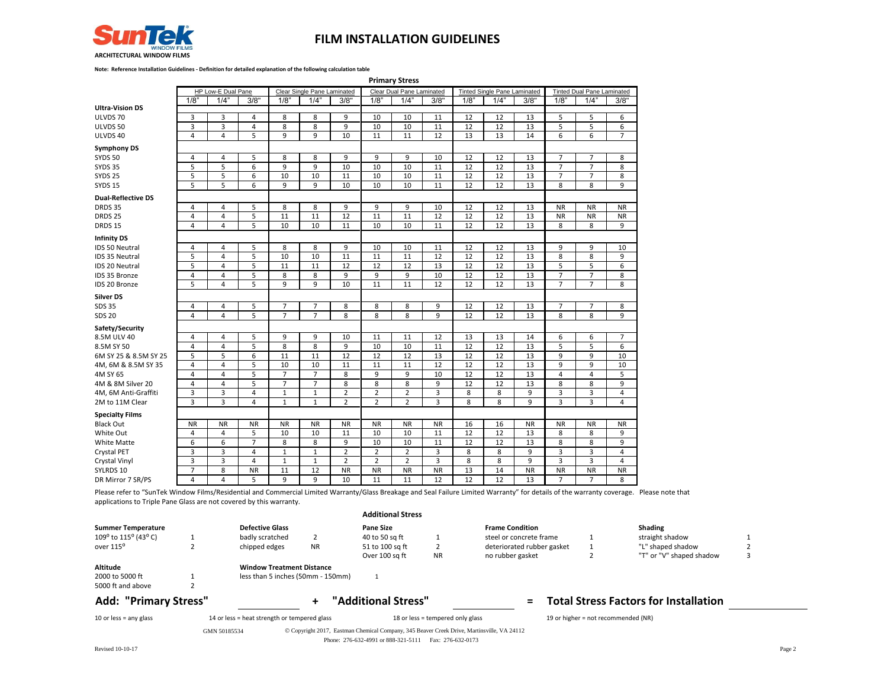# FILM INSTALLATION GUIDELINES

**ARCHITECTURAL WINDOW FILMS**

**Note: Reference Installation Guidelines - Definition for detailed explanation of the following calculation table**

**Primary Stress**

| | HP Low-E Dual Pane | | | Clear Single Pane Laminated | | | Clear Dual Pane Laminated | | | Tinted Single Pane Laminated | | | Tinted Dual Pane Laminated | | |
|---|---|---|---|---|---|---|---|---|---|---|---|---|---|---|---|
| | 1/8" | 1/4" | 3/8" | 1/8" | 1/4" | 3/8" | 1/8" | 1/4" | 3/8" | 1/8" | 1/4" | 3/8" | 1/8" | 1/4" | 3/8" |
| **Ultra-Vision DS** | | | | | | | | | | | | | | | |
| ULVDS 70 | 3 | 3 | 4 | 8 | 8 | 9 | 10 | 10 | 11 | 12 | 12 | 13 | 5 | 5 | 6 |
| ULVDS 50 | 3 | 3 | 4 | 8 | 8 | 9 | 10 | 10 | 11 | 12 | 12 | 13 | 5 | 5 | 6 |
| ULVDS 40 | 4 | 4 | 5 | 9 | 9 | 10 | 11 | 11 | 12 | 13 | 13 | 14 | 6 | 6 | 7 |
| **Symphony DS** | | | | | | | | | | | | | | | |
| SYDS 50 | 4 | 4 | 5 | 8 | 8 | 9 | 9 | 9 | 10 | 12 | 12 | 13 | 7 | 7 | 8 |
| SYDS 35 | 5 | 5 | 6 | 9 | 9 | 10 | 10 | 10 | 11 | 12 | 12 | 13 | 7 | 7 | 8 |
| SYDS 25 | 5 | 5 | 6 | 10 | 10 | 11 | 10 | 10 | 11 | 12 | 12 | 13 | 7 | 7 | 8 |
| SYDS 15 | 5 | 5 | 6 | 9 | 9 | 10 | 10 | 10 | 11 | 12 | 12 | 13 | 8 | 8 | 9 |
| **Dual-Reflective DS** | | | | | | | | | | | | | | | |
| DRDS 35 | 4 | 4 | 5 | 8 | 8 | 9 | 9 | 9 | 10 | 12 | 12 | 13 | NR | NR | NR |
| DRDS 25 | 4 | 4 | 5 | 11 | 11 | 12 | 11 | 11 | 12 | 12 | 12 | 13 | NR | NR | NR |
| DRDS 15 | 4 | 4 | 5 | 10 | 10 | 11 | 10 | 10 | 11 | 12 | 12 | 13 | 8 | 8 | 9 |
| **Infinity DS** | | | | | | | | | | | | | | | |
| IDS 50 Neutral | 4 | 4 | 5 | 8 | 8 | 9 | 10 | 10 | 11 | 12 | 12 | 13 | 9 | 9 | 10 |
| IDS 35 Neutral | 5 | 4 | 5 | 10 | 10 | 11 | 11 | 11 | 12 | 12 | 12 | 13 | 8 | 8 | 9 |
| IDS 20 Neutral | 5 | 4 | 5 | 11 | 11 | 12 | 12 | 12 | 13 | 12 | 12 | 13 | 5 | 5 | 6 |
| IDS 35 Bronze | 4 | 4 | 5 | 8 | 8 | 9 | 9 | 9 | 10 | 12 | 12 | 13 | 7 | 7 | 8 |
| IDS 20 Bronze | 5 | 4 | 5 | 9 | 9 | 10 | 11 | 11 | 12 | 12 | 12 | 13 | 7 | 7 | 8 |
| **Silver DS** | | | | | | | | | | | | | | | |
| SDS 35 | 4 | 4 | 5 | 7 | 7 | 8 | 8 | 8 | 9 | 12 | 12 | 13 | 7 | 7 | 8 |
| SDS 20 | 4 | 4 | 5 | 7 | 7 | 8 | 8 | 8 | 9 | 12 | 12 | 13 | 8 | 8 | 9 |
| **Safety/Security** | | | | | | | | | | | | | | | |
| 8.5M ULV 40 | 4 | 4 | 5 | 9 | 9 | 10 | 11 | 11 | 12 | 13 | 13 | 14 | 6 | 6 | 7 |
| 8.5M SY 50 | 4 | 4 | 5 | 8 | 8 | 9 | 10 | 10 | 11 | 12 | 12 | 13 | 5 | 5 | 6 |
| 6M SY 25 & 8.5M SY 25 | 5 | 5 | 6 | 11 | 11 | 12 | 12 | 12 | 13 | 12 | 12 | 13 | 9 | 9 | 10 |
| 4M, 6M & 8.5M SY 35 | 4 | 4 | 5 | 10 | 10 | 11 | 11 | 11 | 12 | 12 | 12 | 13 | 9 | 9 | 10 |
| 4M SY 65 | 4 | 4 | 5 | 7 | 7 | 8 | 9 | 9 | 10 | 12 | 12 | 13 | 4 | 4 | 5 |
| 4M & 8M Silver 20 | 4 | 4 | 5 | 7 | 7 | 8 | 8 | 8 | 9 | 12 | 12 | 13 | 8 | 8 | 9 |
| 4M, 6M Anti-Graffiti | 3 | 3 | 4 | 1 | 1 | 2 | 2 | 2 | 3 | 8 | 8 | 9 | 3 | 3 | 4 |
| 2M to 11M Clear | 3 | 3 | 4 | 1 | 1 | 2 | 2 | 2 | 3 | 8 | 8 | 9 | 3 | 3 | 4 |
| **Specialty Films** | | | | | | | | | | | | | | | |
| Black Out | NR | NR | NR | NR | NR | NR | NR | NR | NR | 16 | 16 | NR | NR | NR | NR |
| White Out | 4 | 4 | 5 | 10 | 10 | 11 | 10 | 10 | 11 | 12 | 12 | 13 | 8 | 8 | 9 |
| White Matte | 6 | 6 | 7 | 8 | 8 | 9 | 10 | 10 | 11 | 12 | 12 | 13 | 8 | 8 | 9 |
| Crystal PET | 3 | 3 | 4 | 1 | 1 | 2 | 2 | 2 | 3 | 8 | 8 | 9 | 3 | 3 | 4 |
| Crystal Vinyl | 3 | 3 | 4 | 1 | 1 | 2 | 2 | 2 | 3 | 8 | 8 | 9 | 3 | 3 | 4 |
| SYLRDS 10 | 7 | 8 | NR | 11 | 12 | NR | NR | NR | NR | 13 | 14 | NR | NR | NR | NR |
| DR Mirror 7 SR/PS | 4 | 4 | 5 | 9 | 9 | 10 | 11 | 11 | 12 | 12 | 12 | 13 | 7 | 7 | 8 |

Please refer to "SunTek Window Films/Residential and Commercial Limited Warranty/Glass Breakage and Seal Failure Limited Warranty" for details of the warranty coverage. Please note that applications to Triple Pane Glass are not covered by this warranty.

**Additional Stress**

| **Summer Temperature** | |
|---|---|
| 109° to 115° (43° C) | 1 |
| over 115° | 2 |

| **Altitude** | |
|---|---|
| 2000 to 5000 ft | 1 |
| 5000 ft and above | 2 |

| **Defective Glass** | |
|---|---|
| badly scratched | 2 |
| chipped edges | NR |

| **Window Treatment Distance** | |
|---|---|
| less than 5 inches (50mm - 150mm) | 1 |

| **Pane Size** | |
|---|---|
| 40 to 50 sq ft | 1 |
| 51 to 100 sq ft | 2 |
| Over 100 sq ft | NR |

| **Frame Condition** | |
|---|---|
| steel or concrete frame | 1 |
| deteriorated rubber gasket | 1 |
| no rubber gasket | 2 |

| **Shading** | |
|---|---|
| straight shadow | 1 |
| "L" shaped shadow | 2 |
| "T" or "V" shaped shadow | 3 |

## Add: "Primary Stress" ________ + "Additional Stress" ________ = Total Stress Factors for Installation ________

10 or less = any glass — 14 or less = heat strength or tempered glass — 18 or less = tempered only glass — 19 or higher = not recommended (NR)

GMN 50185534 © Copyright 2017, Eastman Chemical Company, 345 Beaver Creek Drive, Martinsville, VA 24112
Phone: 276-632-4991 or 888-321-5111 Fax: 276-632-0173

Revised 10-10-17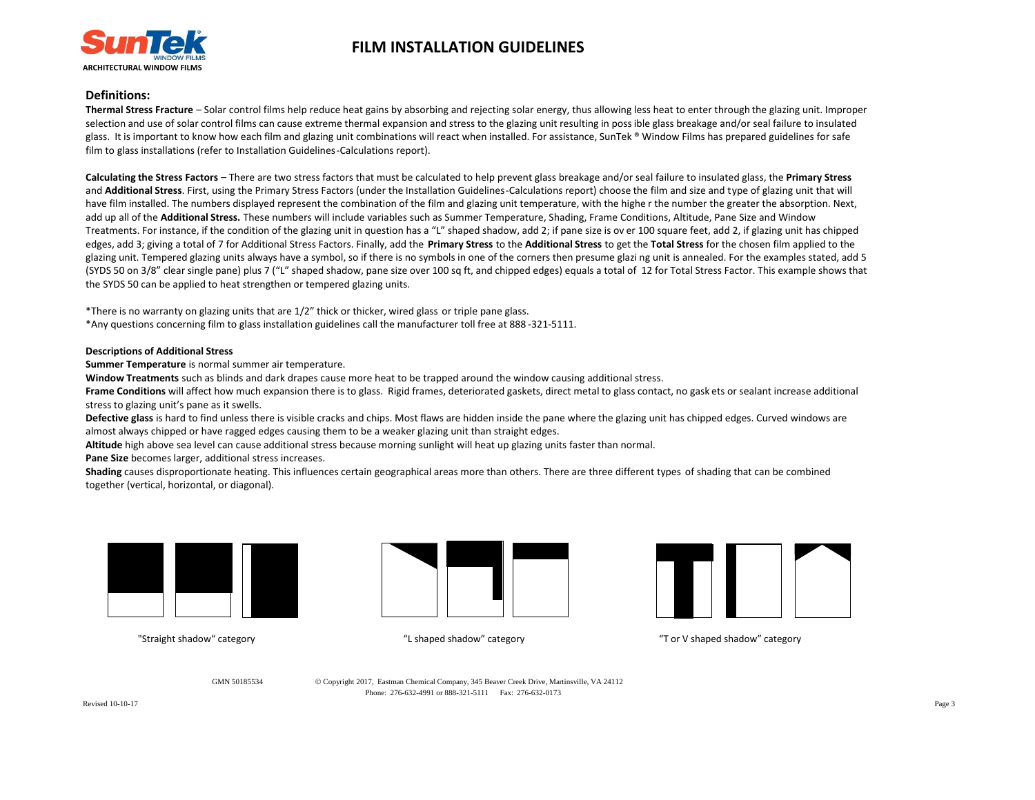**ARCHITECTURAL WINDOW FILMS**

# FILM INSTALLATION GUIDELINES

## Definitions:

**Thermal Stress Fracture** – Solar control films help reduce heat gains by absorbing and rejecting solar energy, thus allowing less heat to enter through the glazing unit. Improper selection and use of solar control films can cause extreme thermal expansion and stress to the glazing unit resulting in possible glass breakage and/or seal failure to insulated glass. It is important to know how each film and glazing unit combinations will react when installed. For assistance, SunTek ® Window Films has prepared guidelines for safe film to glass installations (refer to Installation Guidelines-Calculations report).

**Calculating the Stress Factors** – There are two stress factors that must be calculated to help prevent glass breakage and/or seal failure to insulated glass, the **Primary Stress** and **Additional Stress**. First, using the Primary Stress Factors (under the Installation Guidelines-Calculations report) choose the film and size and type of glazing unit that will have film installed. The numbers displayed represent the combination of the film and glazing unit temperature, with the higher the number the greater the absorption. Next, add up all of the **Additional Stress.** These numbers will include variables such as Summer Temperature, Shading, Frame Conditions, Altitude, Pane Size and Window Treatments. For instance, if the condition of the glazing unit in question has a "L" shaped shadow, add 2; if pane size is over 100 square feet, add 2, if glazing unit has chipped edges, add 3; giving a total of 7 for Additional Stress Factors. Finally, add the **Primary Stress** to the **Additional Stress** to get the **Total Stress** for the chosen film applied to the glazing unit. Tempered glazing units always have a symbol, so if there is no symbols in one of the corners then presume glazing unit is annealed. For the examples stated, add 5 (SYDS 50 on 3/8" clear single pane) plus 7 ("L" shaped shadow, pane size over 100 sq ft, and chipped edges) equals a total of 12 for Total Stress Factor. This example shows that the SYDS 50 can be applied to heat strengthen or tempered glazing units.

*There is no warranty on glazing units that are 1/2" thick or thicker, wired glass or triple pane glass.
*Any questions concerning film to glass installation guidelines call the manufacturer toll free at 888-321-5111.

**Descriptions of Additional Stress**

**Summer Temperature** is normal summer air temperature.

**Window Treatments** such as blinds and dark drapes cause more heat to be trapped around the window causing additional stress.

**Frame Conditions** will affect how much expansion there is to glass. Rigid frames, deteriorated gaskets, direct metal to glass contact, no gaskets or sealant increase additional stress to glazing unit's pane as it swells.

**Defective glass** is hard to find unless there is visible cracks and chips. Most flaws are hidden inside the pane where the glazing unit has chipped edges. Curved windows are almost always chipped or have ragged edges causing them to be a weaker glazing unit than straight edges.

**Altitude** high above sea level can cause additional stress because morning sunlight will heat up glazing units faster than normal.

**Pane Size** becomes larger, additional stress increases.

**Shading** causes disproportionate heating. This influences certain geographical areas more than others. There are three different types of shading that can be combined together (vertical, horizontal, or diagonal).

"Straight shadow" category

"L shaped shadow" category

"T or V shaped shadow" category

GMN 50185534 © Copyright 2017, Eastman Chemical Company, 345 Beaver Creek Drive, Martinsville, VA 24112
Phone: 276-632-4991 or 888-321-5111 Fax: 276-632-0173

Revised 10-10-17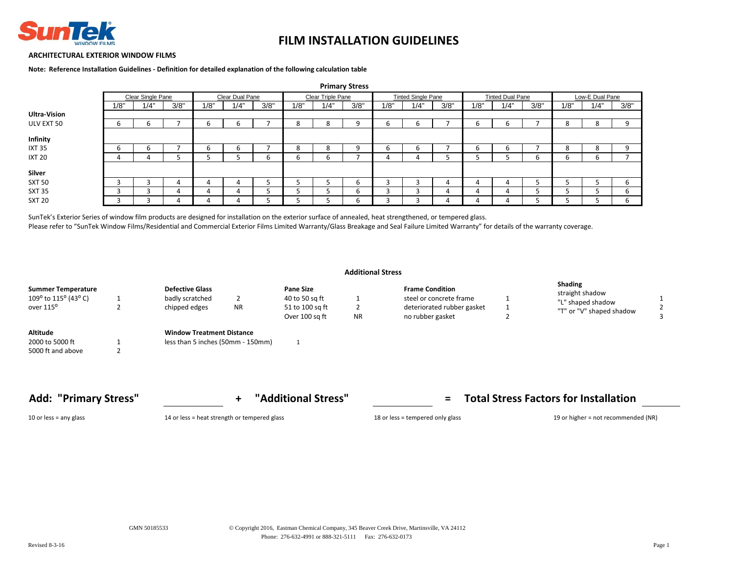# FILM INSTALLATION GUIDELINES

**ARCHITECTURAL EXTERIOR WINDOW FILMS**

**Note: Reference Installation Guidelines - Definition for detailed explanation of the following calculation table**

**Primary Stress**

| | Clear Single Pane | | | Clear Dual Pane | | | Clear Triple Pane | | | Tinted Single Pane | | | Tinted Dual Pane | | | Low-E Dual Pane | | |
|---|---|---|---|---|---|---|---|---|---|---|---|---|---|---|---|---|---|---|
| | 1/8" | 1/4" | 3/8" | 1/8" | 1/4" | 3/8" | 1/8" | 1/4" | 3/8" | 1/8" | 1/4" | 3/8" | 1/8" | 1/4" | 3/8" | 1/8" | 1/4" | 3/8" |
| **Ultra-Vision** | | | | | | | | | | | | | | | | | | |
| ULV EXT 50 | 6 | 6 | 7 | 6 | 6 | 7 | 8 | 8 | 9 | 6 | 6 | 7 | 6 | 6 | 7 | 8 | 8 | 9 |
| **Infinity** | | | | | | | | | | | | | | | | | | |
| IXT 35 | 6 | 6 | 7 | 6 | 6 | 7 | 8 | 8 | 9 | 6 | 6 | 7 | 6 | 6 | 7 | 8 | 8 | 9 |
| IXT 20 | 4 | 4 | 5 | 5 | 5 | 6 | 6 | 6 | 7 | 4 | 4 | 5 | 5 | 5 | 6 | 6 | 6 | 7 |
| **Silver** | | | | | | | | | | | | | | | | | | |
| SXT 50 | 3 | 3 | 4 | 4 | 4 | 5 | 5 | 5 | 6 | 3 | 3 | 4 | 4 | 4 | 5 | 5 | 5 | 6 |
| SXT 35 | 3 | 3 | 4 | 4 | 4 | 5 | 5 | 5 | 6 | 3 | 3 | 4 | 4 | 4 | 5 | 5 | 5 | 6 |
| SXT 20 | 3 | 3 | 4 | 4 | 4 | 5 | 5 | 5 | 6 | 3 | 3 | 4 | 4 | 4 | 5 | 5 | 5 | 6 |

SunTek's Exterior Series of window film products are designed for installation on the exterior surface of annealed, heat strengthened, or tempered glass.

Please refer to "SunTek Window Films/Residential and Commercial Exterior Films Limited Warranty/Glass Breakage and Seal Failure Limited Warranty" for details of the warranty coverage.

**Additional Stress**

**Summer Temperature**
- $109^o$ to $115^o$ ($43^o$ C) — 1
- over $115^o$ — 2

**Defective Glass**
- badly scratched — 2
- chipped edges — NR

**Pane Size**
- 40 to 50 sq ft — 1
- 51 to 100 sq ft — 2
- Over 100 sq ft — NR

**Frame Condition**
- steel or concrete frame — 1
- deteriorated rubber gasket — 1
- no rubber gasket — 2

**Shading**
- straight shadow — 1
- "L" shaped shadow — 2
- "T" or "V" shaped shadow — 3

**Altitude**
- 2000 to 5000 ft — 1
- 5000 ft and above — 2

**Window Treatment Distance**
- less than 5 inches (50mm - 150mm) — 1

## Add: "Primary Stress" ______ + "Additional Stress" ______ = Total Stress Factors for Installation ______

10 or less = any glass

14 or less = heat strength or tempered glass

18 or less = tempered only glass

19 or higher = not recommended (NR)

GMN 50185533

© Copyright 2016, Eastman Chemical Company, 345 Beaver Creek Drive, Martinsville, VA 24112
Phone: 276-632-4991 or 888-321-5111 Fax: 276-632-0173

Revised 8-3-16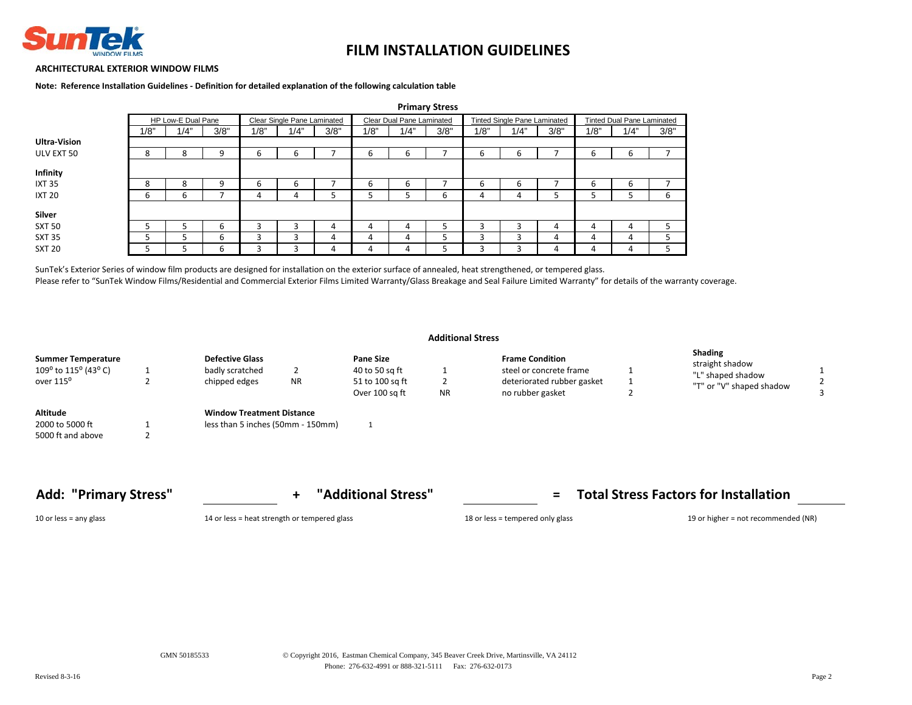# FILM INSTALLATION GUIDELINES

**ARCHITECTURAL EXTERIOR WINDOW FILMS**

**Note: Reference Installation Guidelines - Definition for detailed explanation of the following calculation table**

**Primary Stress**

| | HP Low-E Dual Pane | | | Clear Single Pane Laminated | | | Clear Dual Pane Laminated | | | Tinted Single Pane Laminated | | | Tinted Dual Pane Laminated | | |
|---|---|---|---|---|---|---|---|---|---|---|---|---|---|---|---|
| | 1/8" | 1/4" | 3/8" | 1/8" | 1/4" | 3/8" | 1/8" | 1/4" | 3/8" | 1/8" | 1/4" | 3/8" | 1/8" | 1/4" | 3/8" |
| **Ultra-Vision** | | | | | | | | | | | | | | | |
| ULV EXT 50 | 8 | 8 | 9 | 6 | 6 | 7 | 6 | 6 | 7 | 6 | 6 | 7 | 6 | 6 | 7 |
| **Infinity** | | | | | | | | | | | | | | | |
| IXT 35 | 8 | 8 | 9 | 6 | 6 | 7 | 6 | 6 | 7 | 6 | 6 | 7 | 6 | 6 | 7 |
| IXT 20 | 6 | 6 | 7 | 4 | 4 | 5 | 5 | 5 | 6 | 4 | 4 | 5 | 5 | 5 | 6 |
| **Silver** | | | | | | | | | | | | | | | |
| SXT 50 | 5 | 5 | 6 | 3 | 3 | 4 | 4 | 4 | 5 | 3 | 3 | 4 | 4 | 4 | 5 |
| SXT 35 | 5 | 5 | 6 | 3 | 3 | 4 | 4 | 4 | 5 | 3 | 3 | 4 | 4 | 4 | 5 |
| SXT 20 | 5 | 5 | 6 | 3 | 3 | 4 | 4 | 4 | 5 | 3 | 3 | 4 | 4 | 4 | 5 |

SunTek's Exterior Series of window film products are designed for installation on the exterior surface of annealed, heat strengthened, or tempered glass.

Please refer to "SunTek Window Films/Residential and Commercial Exterior Films Limited Warranty/Glass Breakage and Seal Failure Limited Warranty" for details of the warranty coverage.

**Additional Stress**

**Summer Temperature**

| | |
|---|---|
| 109° to 115° (43° C) | 1 |
| over 115° | 2 |

**Defective Glass**

| | |
|---|---|
| badly scratched | 2 |
| chipped edges | NR |

**Pane Size**

| | |
|---|---|
| 40 to 50 sq ft | 1 |
| 51 to 100 sq ft | 2 |
| Over 100 sq ft | NR |

**Frame Condition**

| | |
|---|---|
| steel or concrete frame | 1 |
| deteriorated rubber gasket | 1 |
| no rubber gasket | 2 |

**Shading**

| | |
|---|---|
| straight shadow | 1 |
| "L" shaped shadow | 2 |
| "T" or "V" shaped shadow | 3 |

**Altitude**

| | |
|---|---|
| 2000 to 5000 ft | 1 |
| 5000 ft and above | 2 |

**Window Treatment Distance**

| | |
|---|---|
| less than 5 inches (50mm - 150mm) | 1 |

## Add: "Primary Stress" ________ + "Additional Stress" ________ = Total Stress Factors for Installation ________

10 or less = any glass

14 or less = heat strength or tempered glass

18 or less = tempered only glass

19 or higher = not recommended (NR)

GMN 50185533

© Copyright 2016, Eastman Chemical Company, 345 Beaver Creek Drive, Martinsville, VA 24112
Phone: 276-632-4991 or 888-321-5111 Fax: 276-632-0173

Revised 8-3-16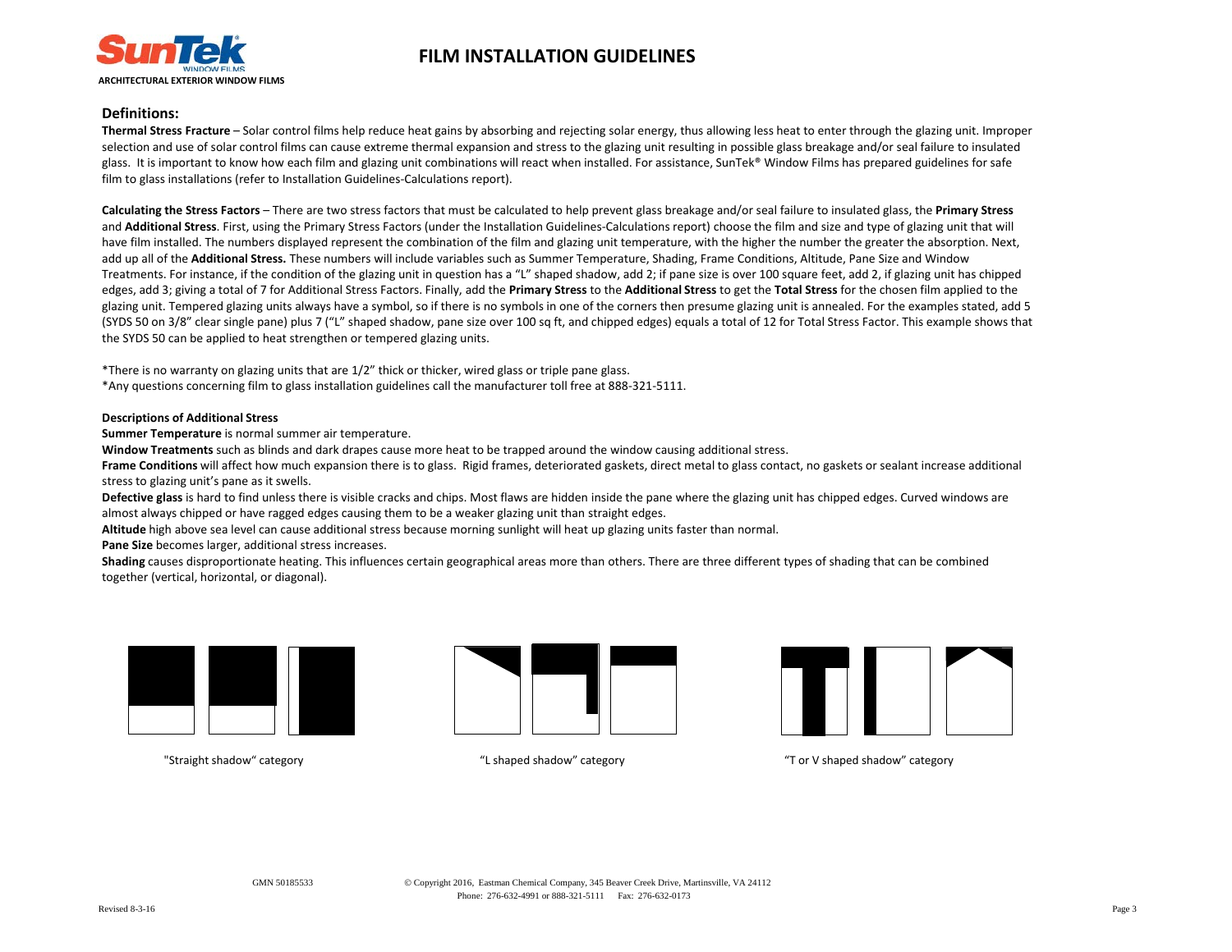# FILM INSTALLATION GUIDELINES

ARCHITECTURAL EXTERIOR WINDOW FILMS

## Definitions:

**Thermal Stress Fracture** – Solar control films help reduce heat gains by absorbing and rejecting solar energy, thus allowing less heat to enter through the glazing unit. Improper selection and use of solar control films can cause extreme thermal expansion and stress to the glazing unit resulting in possible glass breakage and/or seal failure to insulated glass. It is important to know how each film and glazing unit combinations will react when installed. For assistance, SunTek® Window Films has prepared guidelines for safe film to glass installations (refer to Installation Guidelines-Calculations report).

**Calculating the Stress Factors** – There are two stress factors that must be calculated to help prevent glass breakage and/or seal failure to insulated glass, the **Primary Stress** and **Additional Stress**. First, using the Primary Stress Factors (under the Installation Guidelines-Calculations report) choose the film and size and type of glazing unit that will have film installed. The numbers displayed represent the combination of the film and glazing unit temperature, with the higher the number the greater the absorption. Next, add up all of the **Additional Stress.** These numbers will include variables such as Summer Temperature, Shading, Frame Conditions, Altitude, Pane Size and Window Treatments. For instance, if the condition of the glazing unit in question has a "L" shaped shadow, add 2; if pane size is over 100 square feet, add 2, if glazing unit has chipped edges, add 3; giving a total of 7 for Additional Stress Factors. Finally, add the **Primary Stress** to the **Additional Stress** to get the **Total Stress** for the chosen film applied to the glazing unit. Tempered glazing units always have a symbol, so if there is no symbols in one of the corners then presume glazing unit is annealed. For the examples stated, add 5 (SYDS 50 on 3/8" clear single pane) plus 7 ("L" shaped shadow, pane size over 100 sq ft, and chipped edges) equals a total of 12 for Total Stress Factor. This example shows that the SYDS 50 can be applied to heat strengthen or tempered glazing units.

*There is no warranty on glazing units that are 1/2" thick or thicker, wired glass or triple pane glass.
*Any questions concerning film to glass installation guidelines call the manufacturer toll free at 888-321-5111.

**Descriptions of Additional Stress**

**Summer Temperature** is normal summer air temperature.

**Window Treatments** such as blinds and dark drapes cause more heat to be trapped around the window causing additional stress.

**Frame Conditions** will affect how much expansion there is to glass. Rigid frames, deteriorated gaskets, direct metal to glass contact, no gaskets or sealant increase additional stress to glazing unit's pane as it swells.

**Defective glass** is hard to find unless there is visible cracks and chips. Most flaws are hidden inside the pane where the glazing unit has chipped edges. Curved windows are almost always chipped or have ragged edges causing them to be a weaker glazing unit than straight edges.

**Altitude** high above sea level can cause additional stress because morning sunlight will heat up glazing units faster than normal.

**Pane Size** becomes larger, additional stress increases.

**Shading** causes disproportionate heating. This influences certain geographical areas more than others. There are three different types of shading that can be combined together (vertical, horizontal, or diagonal).

"Straight shadow" category

"L shaped shadow" category

"T or V shaped shadow" category

GMN 50185533 © Copyright 2016, Eastman Chemical Company, 345 Beaver Creek Drive, Martinsville, VA 24112
Phone: 276-632-4991 or 888-321-5111 Fax: 276-632-0173

Revised 8-3-16